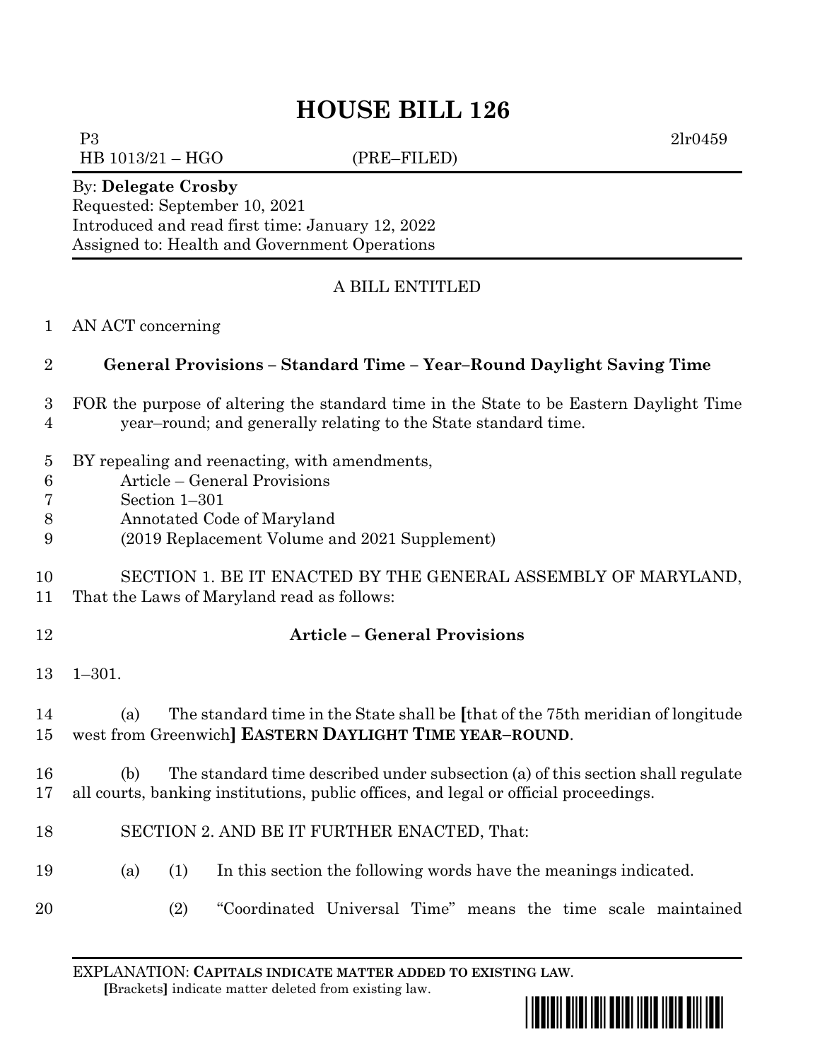# HOUSE BILL 126

P3 2lr0459

HB 1013/21 – HGO (PRE–FILED)

By: **Delegate Crosby**

Requested: September 10, 2021

Introduced and read first time: January 12, 2022

Assigned to: Health and Government Operations

A BILL ENTITLED

1 AN ACT concerning

2 **General Provisions – Standard Time – Year–Round Daylight Saving Time**

3 FOR the purpose of altering the standard time in the State to be Eastern Daylight Time
4 year–round; and generally relating to the State standard time.

5 BY repealing and reenacting, with amendments,
6 Article – General Provisions
7 Section 1–301
8 Annotated Code of Maryland
9 (2019 Replacement Volume and 2021 Supplement)

10 SECTION 1. BE IT ENACTED BY THE GENERAL ASSEMBLY OF MARYLAND,
11 That the Laws of Maryland read as follows:

12 **Article – General Provisions**

13 1–301.

14 (a) The standard time in the State shall be **[**that of the 75th meridian of longitude
15 west from Greenwich**]** **EASTERN DAYLIGHT TIME YEAR–ROUND**.

16 (b) The standard time described under subsection (a) of this section shall regulate
17 all courts, banking institutions, public offices, and legal or official proceedings.

18 SECTION 2. AND BE IT FURTHER ENACTED, That:

19 (a) (1) In this section the following words have the meanings indicated.

20 (2) "Coordinated Universal Time" means the time scale maintained

EXPLANATION: **CAPITALS INDICATE MATTER ADDED TO EXISTING LAW**.
**[**Brackets**]** indicate matter deleted from existing law.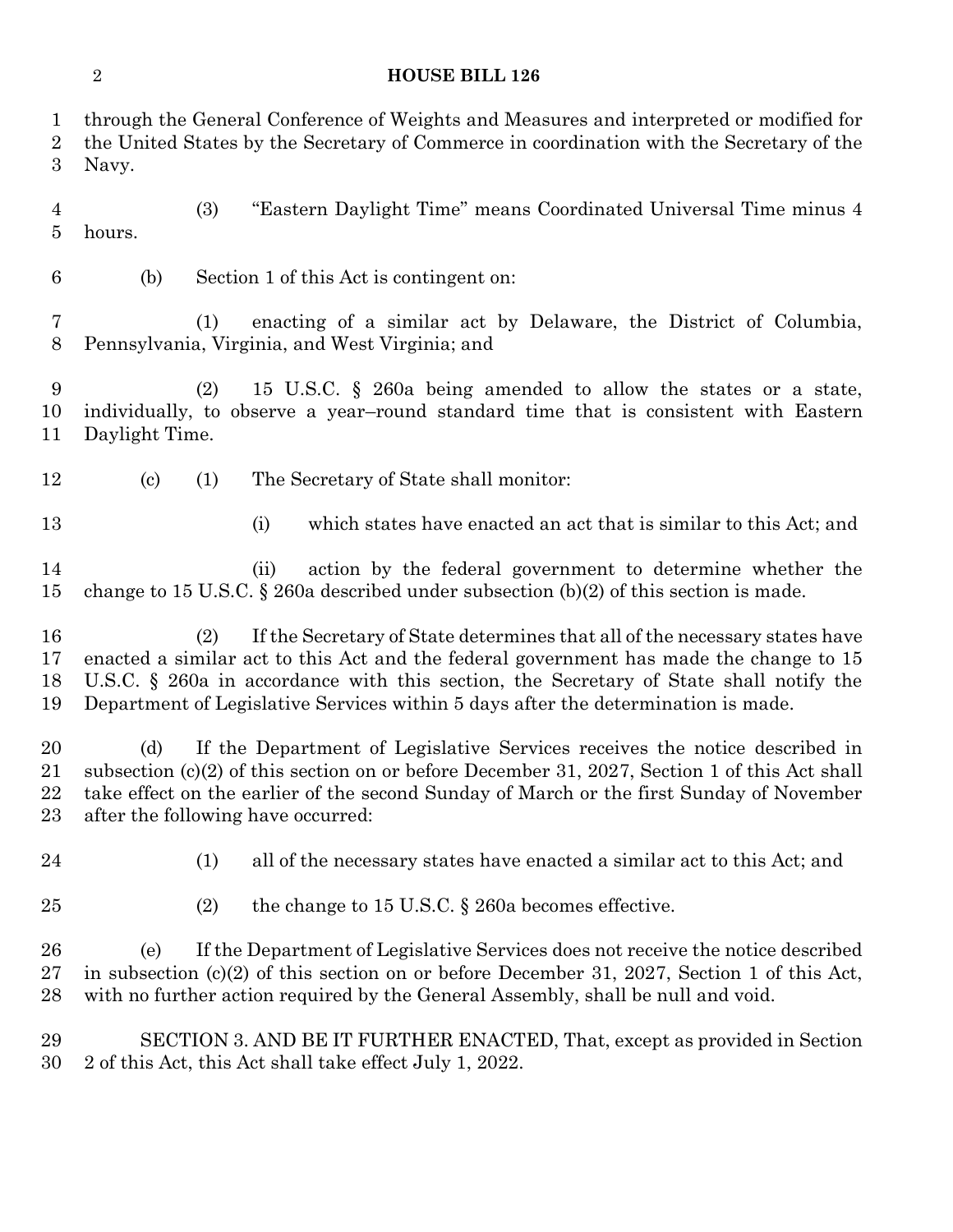through the General Conference of Weights and Measures and interpreted or modified for the United States by the Secretary of Commerce in coordination with the Secretary of the Navy.

(3) "Eastern Daylight Time" means Coordinated Universal Time minus 4 hours.

(b) Section 1 of this Act is contingent on:

(1) enacting of a similar act by Delaware, the District of Columbia, Pennsylvania, Virginia, and West Virginia; and

(2) 15 U.S.C. § 260a being amended to allow the states or a state, individually, to observe a year–round standard time that is consistent with Eastern Daylight Time.

(c) (1) The Secretary of State shall monitor:

(i) which states have enacted an act that is similar to this Act; and

(ii) action by the federal government to determine whether the change to 15 U.S.C. § 260a described under subsection (b)(2) of this section is made.

(2) If the Secretary of State determines that all of the necessary states have enacted a similar act to this Act and the federal government has made the change to 15 U.S.C. § 260a in accordance with this section, the Secretary of State shall notify the Department of Legislative Services within 5 days after the determination is made.

(d) If the Department of Legislative Services receives the notice described in subsection (c)(2) of this section on or before December 31, 2027, Section 1 of this Act shall take effect on the earlier of the second Sunday of March or the first Sunday of November after the following have occurred:

(1) all of the necessary states have enacted a similar act to this Act; and

(2) the change to 15 U.S.C. § 260a becomes effective.

(e) If the Department of Legislative Services does not receive the notice described in subsection (c)(2) of this section on or before December 31, 2027, Section 1 of this Act, with no further action required by the General Assembly, shall be null and void.

SECTION 3. AND BE IT FURTHER ENACTED, That, except as provided in Section 2 of this Act, this Act shall take effect July 1, 2022.